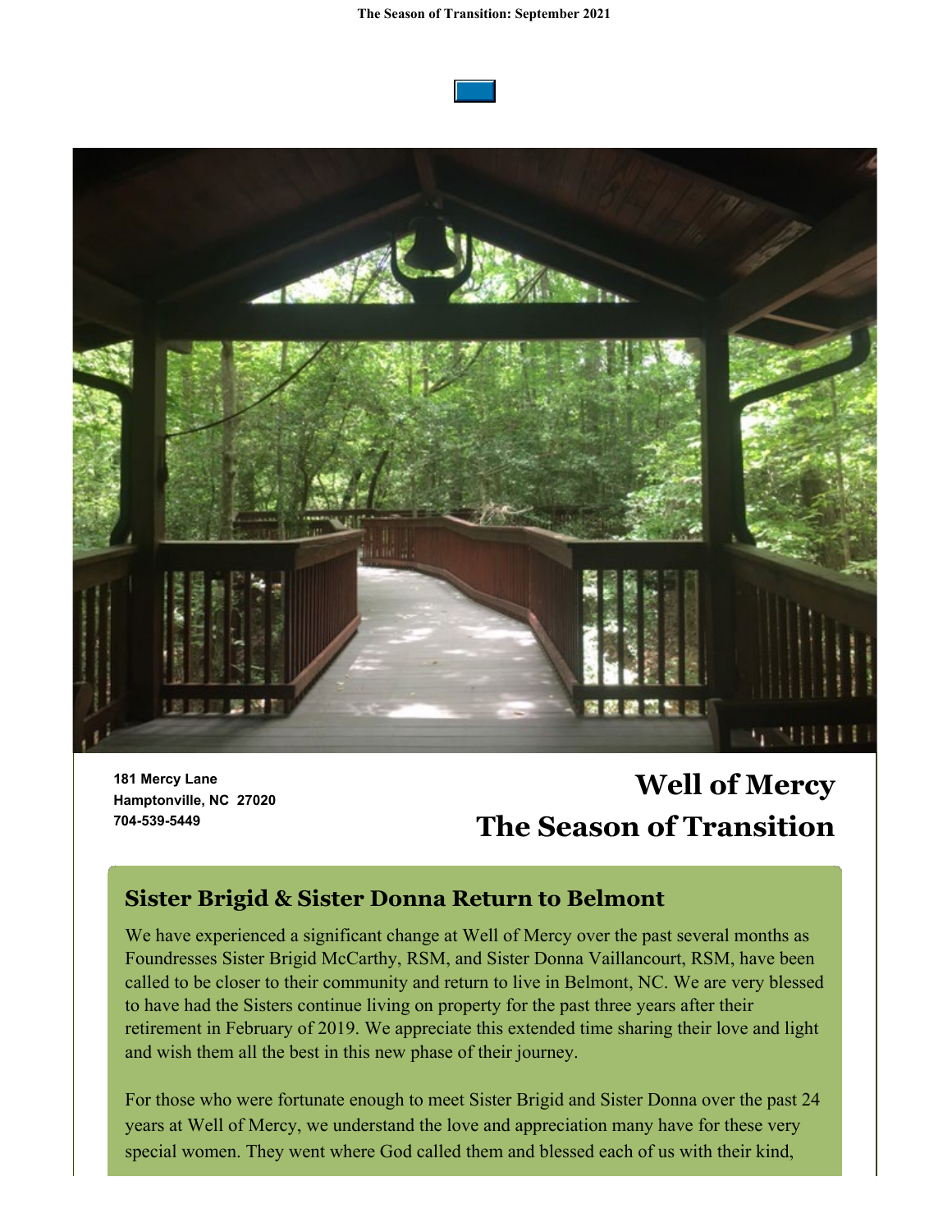The Season of Transition: September 2021

181 Mercy Lane
Hamptonville, NC 27020
704-539-5449

# Well of Mercy
# The Season of Transition

## Sister Brigid & Sister Donna Return to Belmont

We have experienced a significant change at Well of Mercy over the past several months as Foundresses Sister Brigid McCarthy, RSM, and Sister Donna Vaillancourt, RSM, have been called to be closer to their community and return to live in Belmont, NC. We are very blessed to have had the Sisters continue living on property for the past three years after their retirement in February of 2019. We appreciate this extended time sharing their love and light and wish them all the best in this new phase of their journey.

For those who were fortunate enough to meet Sister Brigid and Sister Donna over the past 24 years at Well of Mercy, we understand the love and appreciation many have for these very special women. They went where God called them and blessed each of us with their kind,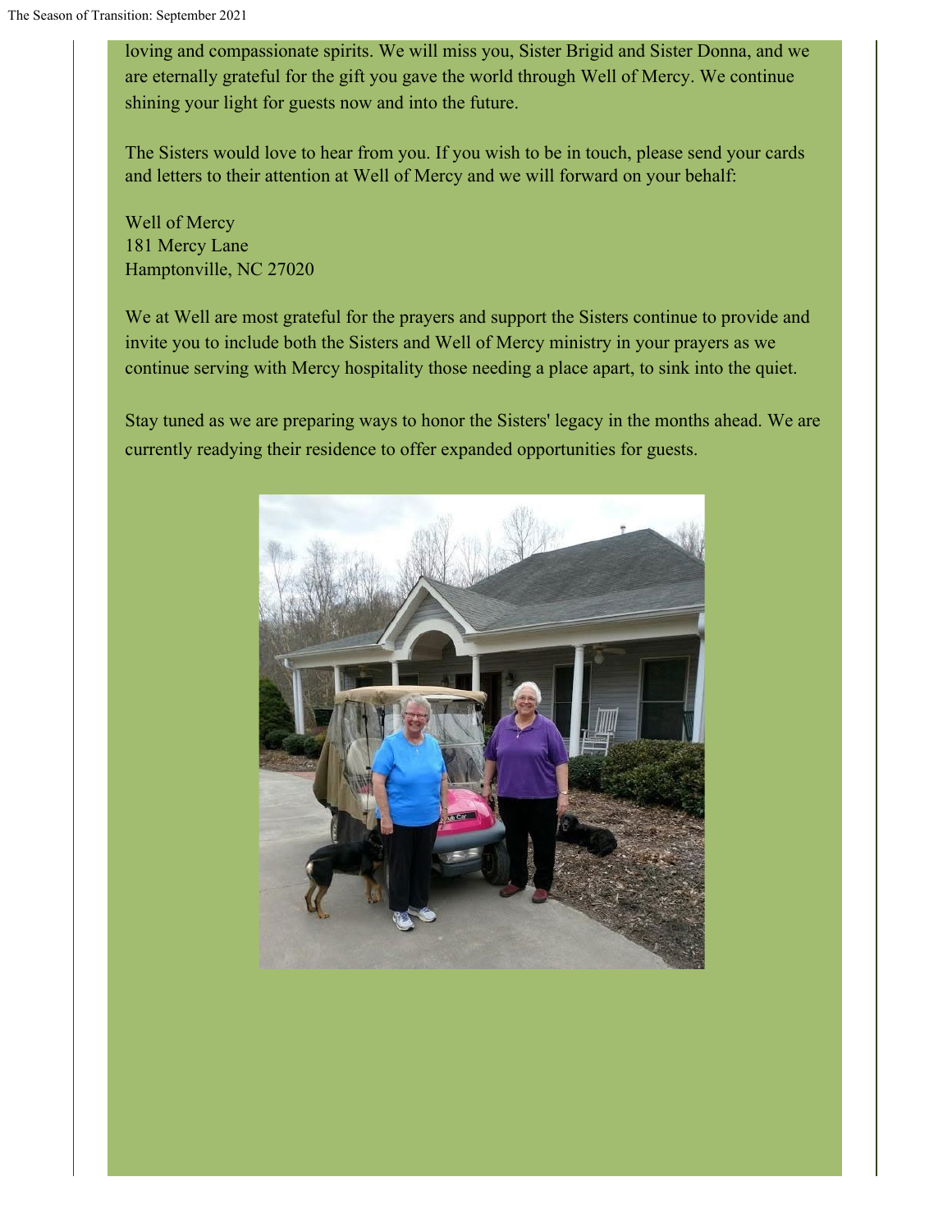loving and compassionate spirits. We will miss you, Sister Brigid and Sister Donna, and we are eternally grateful for the gift you gave the world through Well of Mercy. We continue shining your light for guests now and into the future.

The Sisters would love to hear from you. If you wish to be in touch, please send your cards and letters to their attention at Well of Mercy and we will forward on your behalf:

Well of Mercy
181 Mercy Lane
Hamptonville, NC 27020

We at Well are most grateful for the prayers and support the Sisters continue to provide and invite you to include both the Sisters and Well of Mercy ministry in your prayers as we continue serving with Mercy hospitality those needing a place apart, to sink into the quiet.

Stay tuned as we are preparing ways to honor the Sisters' legacy in the months ahead. We are currently readying their residence to offer expanded opportunities for guests.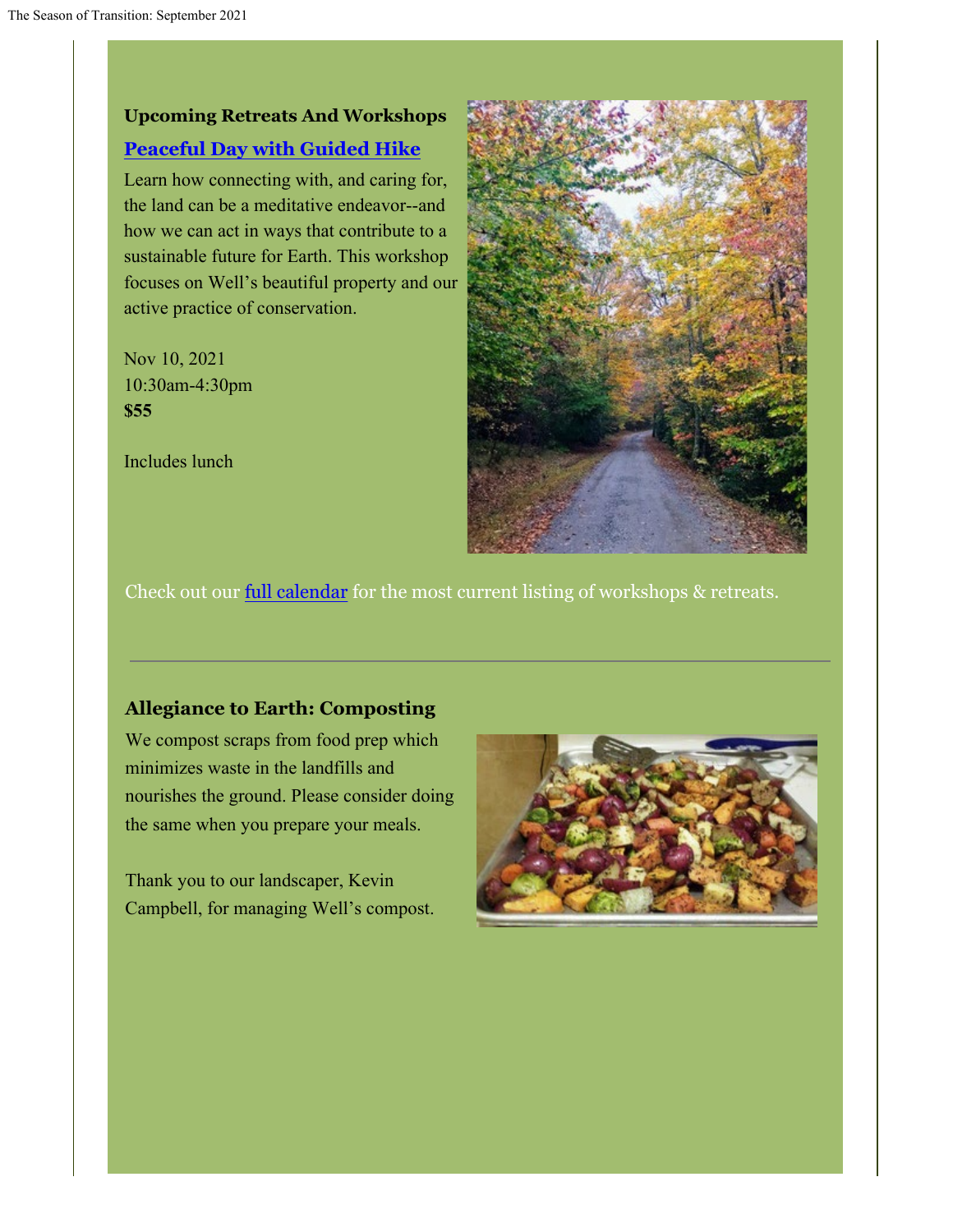### Upcoming Retreats And Workshops

**Peaceful Day with Guided Hike**

Learn how connecting with, and caring for, the land can be a meditative endeavor--and how we can act in ways that contribute to a sustainable future for Earth. This workshop focuses on Well's beautiful property and our active practice of conservation.

Nov 10, 2021
10:30am-4:30pm
**$55**

Includes lunch

Check out our full calendar for the most current listing of workshops & retreats.

---

### Allegiance to Earth: Composting

We compost scraps from food prep which minimizes waste in the landfills and nourishes the ground. Please consider doing the same when you prepare your meals.

Thank you to our landscaper, Kevin Campbell, for managing Well's compost.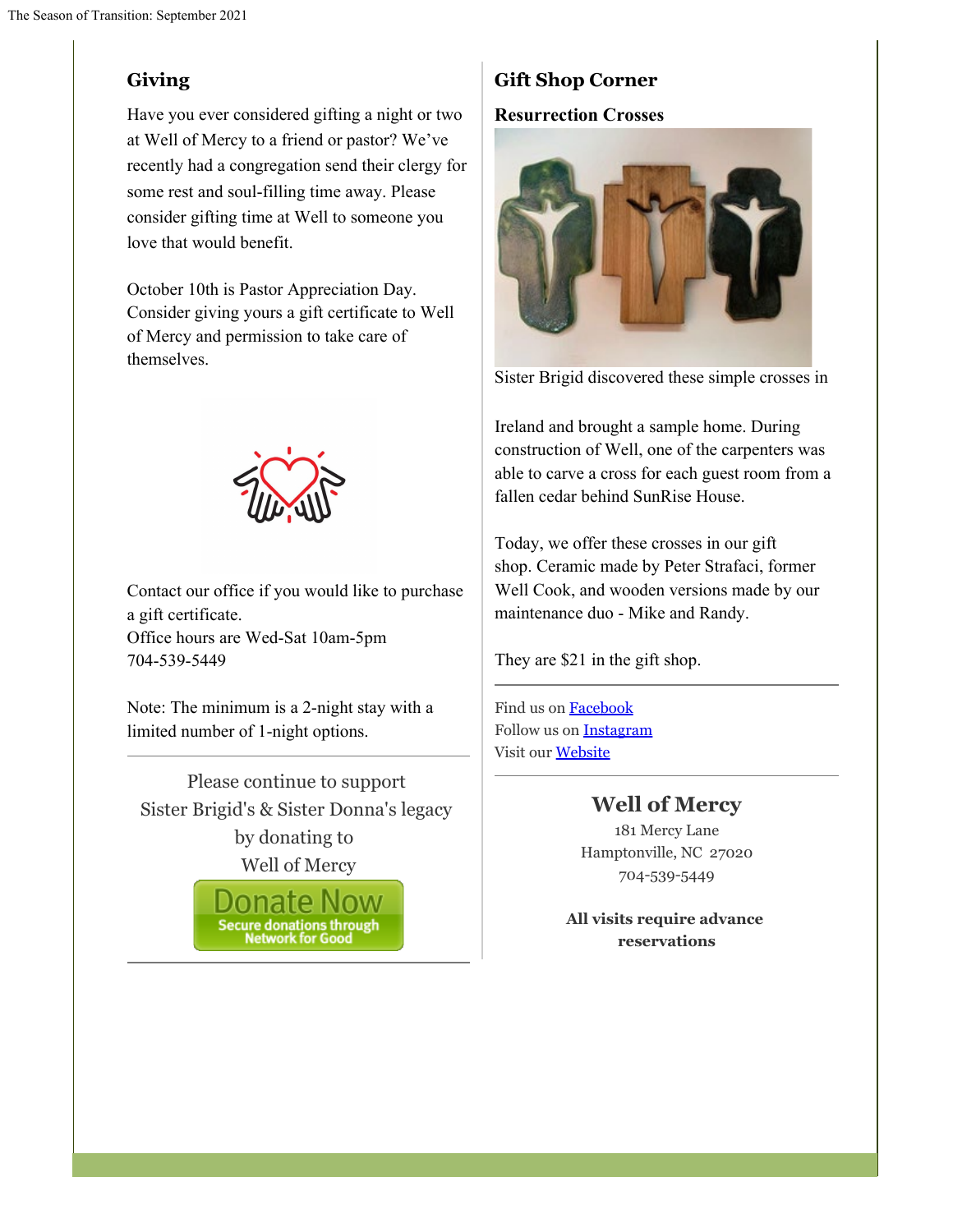## Giving

Have you ever considered gifting a night or two at Well of Mercy to a friend or pastor? We've recently had a congregation send their clergy for some rest and soul-filling time away. Please consider gifting time at Well to someone you love that would benefit.

October 10th is Pastor Appreciation Day. Consider giving yours a gift certificate to Well of Mercy and permission to take care of themselves.

Contact our office if you would like to purchase a gift certificate.
Office hours are Wed-Sat 10am-5pm
704-539-5449

Note: The minimum is a 2-night stay with a limited number of 1-night options.

---

Please continue to support
Sister Brigid's & Sister Donna's legacy
by donating to
Well of Mercy

Donate Now
Secure donations through Network for Good

---

## Gift Shop Corner

**Resurrection Crosses**

Sister Brigid discovered these simple crosses in Ireland and brought a sample home. During construction of Well, one of the carpenters was able to carve a cross for each guest room from a fallen cedar behind SunRise House.

Today, we offer these crosses in our gift shop. Ceramic made by Peter Strafaci, former Well Cook, and wooden versions made by our maintenance duo - Mike and Randy.

They are $21 in the gift shop.

---

Find us on Facebook
Follow us on Instagram
Visit our Website

---

## Well of Mercy

181 Mercy Lane
Hamptonville, NC 27020
704-539-5449

**All visits require advance reservations**